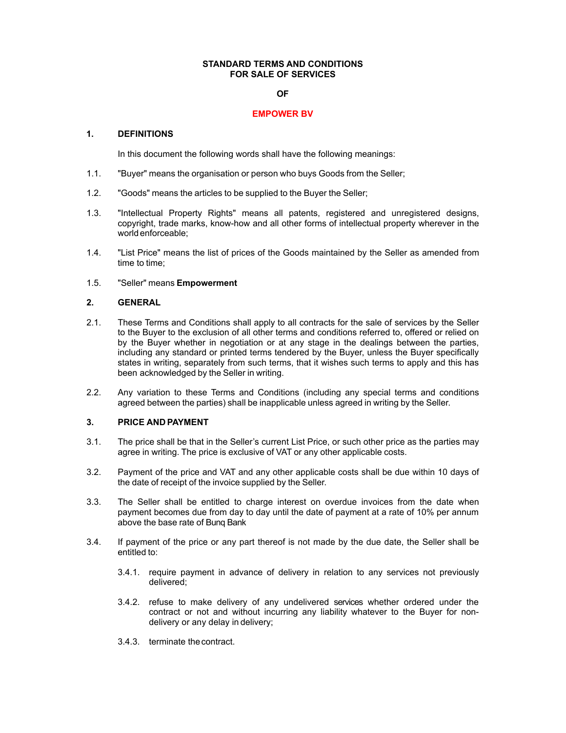**STANDARD TERMS AND CONDITIONS**
**FOR SALE OF SERVICES**

**OF**

**EMPOWER BV**

## 1. DEFINITIONS

In this document the following words shall have the following meanings:

1.1. "Buyer" means the organisation or person who buys Goods from the Seller;

1.2. "Goods" means the articles to be supplied to the Buyer the Seller;

1.3. "Intellectual Property Rights" means all patents, registered and unregistered designs, copyright, trade marks, know-how and all other forms of intellectual property wherever in the world enforceable;

1.4. "List Price" means the list of prices of the Goods maintained by the Seller as amended from time to time;

1.5. "Seller" means **Empowerment**

## 2. GENERAL

2.1. These Terms and Conditions shall apply to all contracts for the sale of services by the Seller to the Buyer to the exclusion of all other terms and conditions referred to, offered or relied on by the Buyer whether in negotiation or at any stage in the dealings between the parties, including any standard or printed terms tendered by the Buyer, unless the Buyer specifically states in writing, separately from such terms, that it wishes such terms to apply and this has been acknowledged by the Seller in writing.

2.2. Any variation to these Terms and Conditions (including any special terms and conditions agreed between the parties) shall be inapplicable unless agreed in writing by the Seller.

## 3. PRICE AND PAYMENT

3.1. The price shall be that in the Seller's current List Price, or such other price as the parties may agree in writing. The price is exclusive of VAT or any other applicable costs.

3.2. Payment of the price and VAT and any other applicable costs shall be due within 10 days of the date of receipt of the invoice supplied by the Seller.

3.3. The Seller shall be entitled to charge interest on overdue invoices from the date when payment becomes due from day to day until the date of payment at a rate of 10% per annum above the base rate of Bunq Bank

3.4. If payment of the price or any part thereof is not made by the due date, the Seller shall be entitled to:

3.4.1. require payment in advance of delivery in relation to any services not previously delivered;

3.4.2. refuse to make delivery of any undelivered services whether ordered under the contract or not and without incurring any liability whatever to the Buyer for non-delivery or any delay in delivery;

3.4.3. terminate the contract.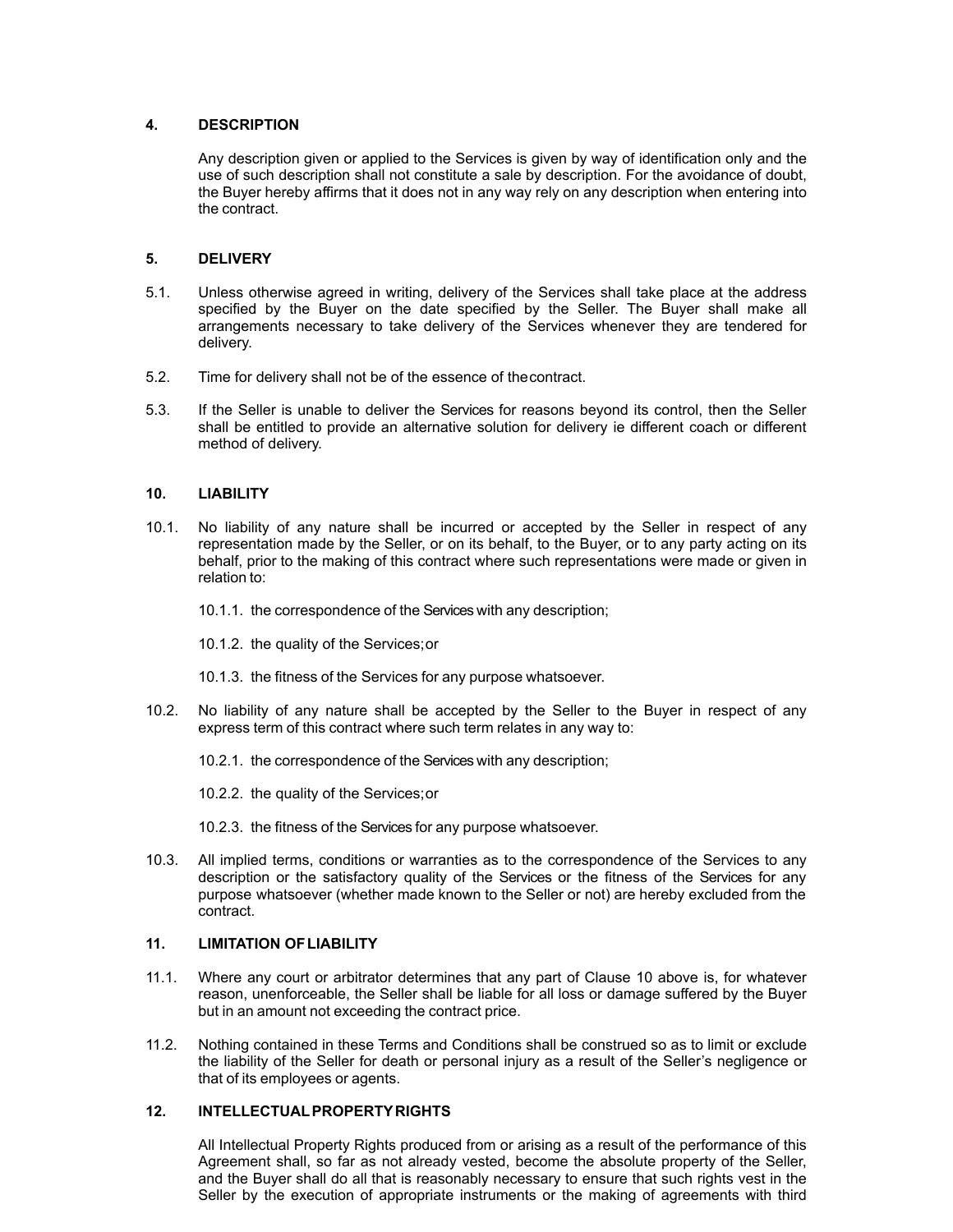## 4. DESCRIPTION

Any description given or applied to the Services is given by way of identification only and the use of such description shall not constitute a sale by description. For the avoidance of doubt, the Buyer hereby affirms that it does not in any way rely on any description when entering into the contract.

## 5. DELIVERY

5.1. Unless otherwise agreed in writing, delivery of the Services shall take place at the address specified by the Buyer on the date specified by the Seller. The Buyer shall make all arrangements necessary to take delivery of the Services whenever they are tendered for delivery.

5.2. Time for delivery shall not be of the essence of the contract.

5.3. If the Seller is unable to deliver the Services for reasons beyond its control, then the Seller shall be entitled to provide an alternative solution for delivery ie different coach or different method of delivery.

## 10. LIABILITY

10.1. No liability of any nature shall be incurred or accepted by the Seller in respect of any representation made by the Seller, or on its behalf, to the Buyer, or to any party acting on its behalf, prior to the making of this contract where such representations were made or given in relation to:

10.1.1. the correspondence of the Services with any description;

10.1.2. the quality of the Services; or

10.1.3. the fitness of the Services for any purpose whatsoever.

10.2. No liability of any nature shall be accepted by the Seller to the Buyer in respect of any express term of this contract where such term relates in any way to:

10.2.1. the correspondence of the Services with any description;

10.2.2. the quality of the Services; or

10.2.3. the fitness of the Services for any purpose whatsoever.

10.3. All implied terms, conditions or warranties as to the correspondence of the Services to any description or the satisfactory quality of the Services or the fitness of the Services for any purpose whatsoever (whether made known to the Seller or not) are hereby excluded from the contract.

## 11. LIMITATION OF LIABILITY

11.1. Where any court or arbitrator determines that any part of Clause 10 above is, for whatever reason, unenforceable, the Seller shall be liable for all loss or damage suffered by the Buyer but in an amount not exceeding the contract price.

11.2. Nothing contained in these Terms and Conditions shall be construed so as to limit or exclude the liability of the Seller for death or personal injury as a result of the Seller's negligence or that of its employees or agents.

## 12. INTELLECTUAL PROPERTY RIGHTS

All Intellectual Property Rights produced from or arising as a result of the performance of this Agreement shall, so far as not already vested, become the absolute property of the Seller, and the Buyer shall do all that is reasonably necessary to ensure that such rights vest in the Seller by the execution of appropriate instruments or the making of agreements with third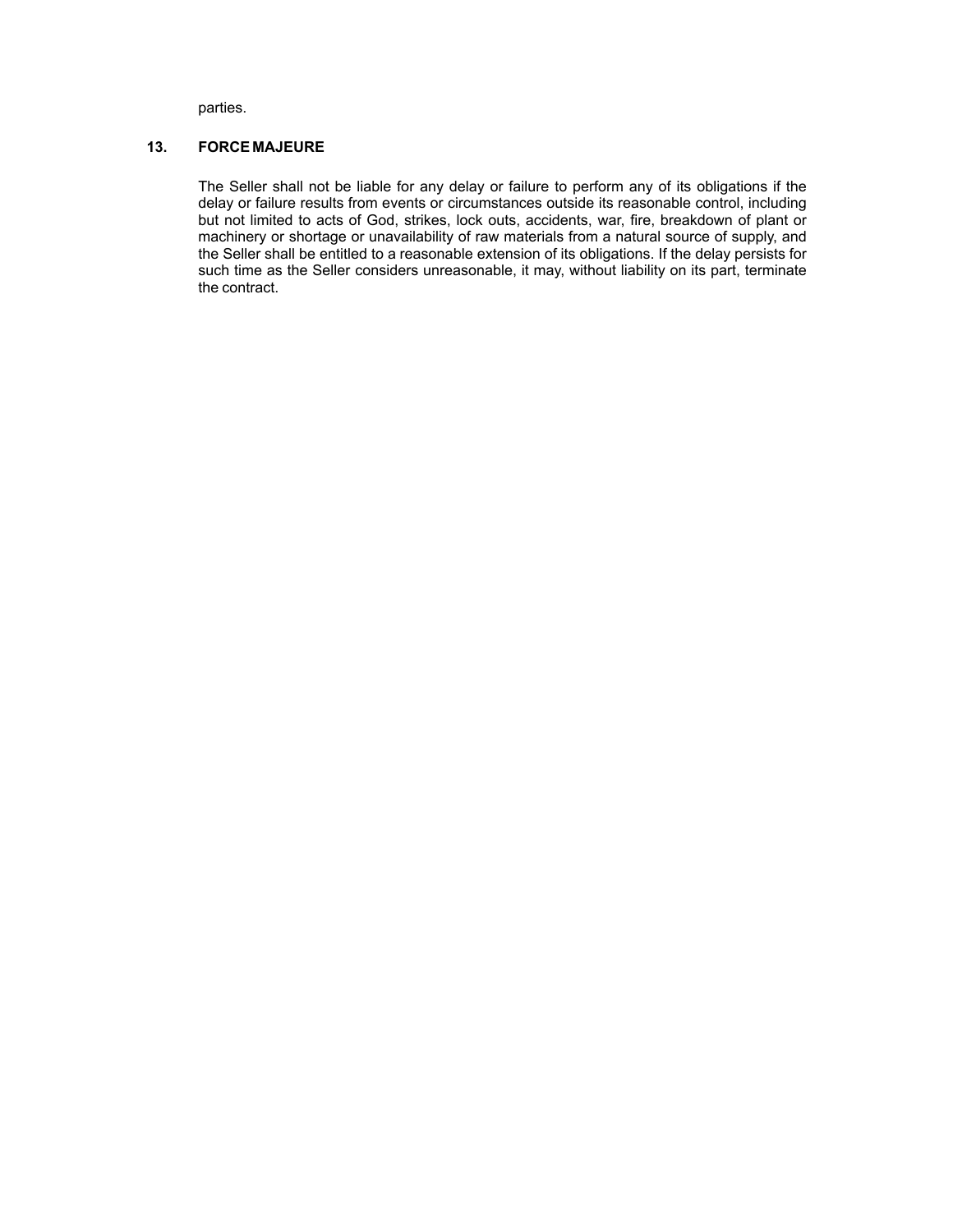parties.

## 13. FORCE MAJEURE

The Seller shall not be liable for any delay or failure to perform any of its obligations if the delay or failure results from events or circumstances outside its reasonable control, including but not limited to acts of God, strikes, lock outs, accidents, war, fire, breakdown of plant or machinery or shortage or unavailability of raw materials from a natural source of supply, and the Seller shall be entitled to a reasonable extension of its obligations. If the delay persists for such time as the Seller considers unreasonable, it may, without liability on its part, terminate the contract.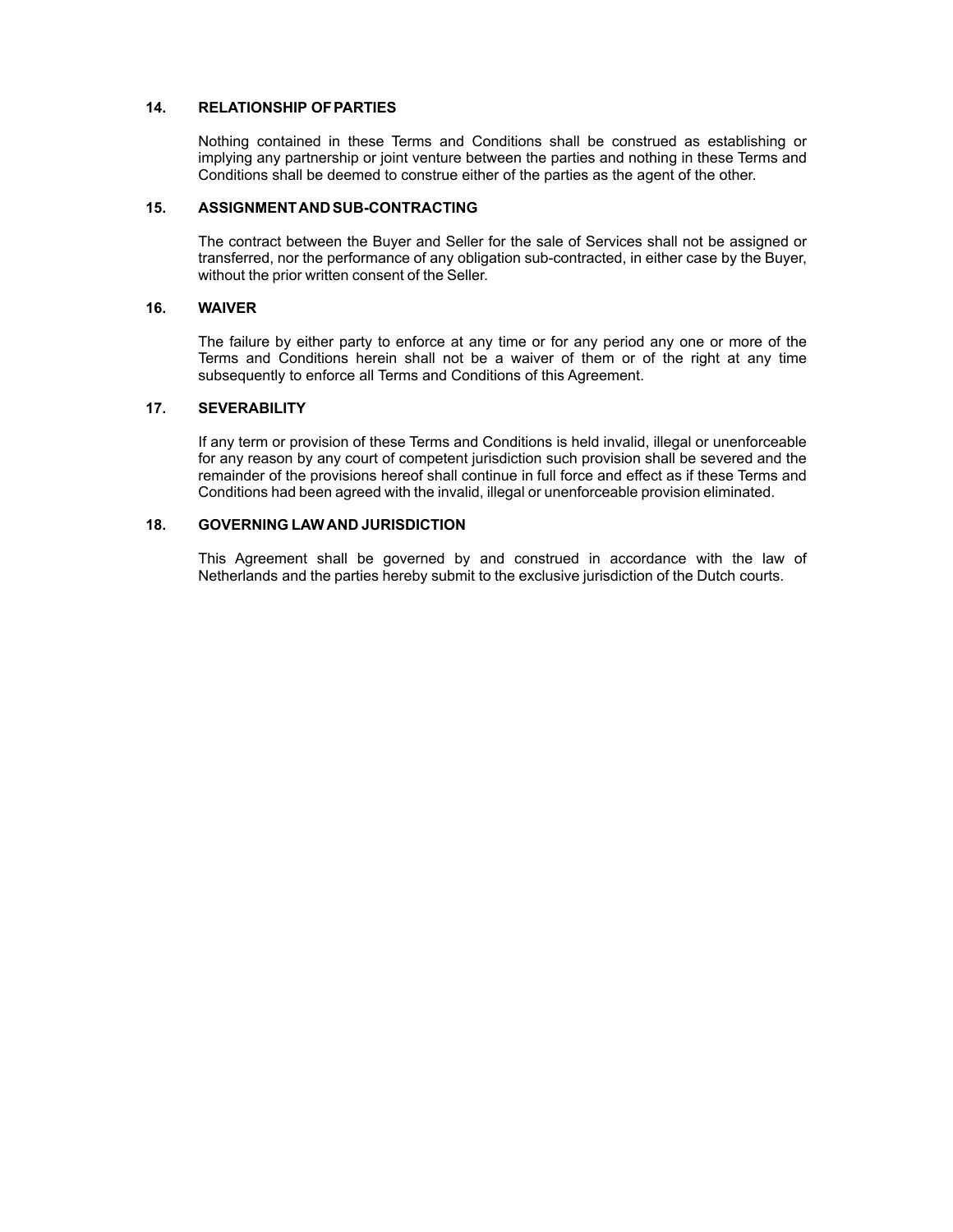## 14. RELATIONSHIP OF PARTIES

Nothing contained in these Terms and Conditions shall be construed as establishing or implying any partnership or joint venture between the parties and nothing in these Terms and Conditions shall be deemed to construe either of the parties as the agent of the other.

## 15. ASSIGNMENT AND SUB-CONTRACTING

The contract between the Buyer and Seller for the sale of Services shall not be assigned or transferred, nor the performance of any obligation sub-contracted, in either case by the Buyer, without the prior written consent of the Seller.

## 16. WAIVER

The failure by either party to enforce at any time or for any period any one or more of the Terms and Conditions herein shall not be a waiver of them or of the right at any time subsequently to enforce all Terms and Conditions of this Agreement.

## 17. SEVERABILITY

If any term or provision of these Terms and Conditions is held invalid, illegal or unenforceable for any reason by any court of competent jurisdiction such provision shall be severed and the remainder of the provisions hereof shall continue in full force and effect as if these Terms and Conditions had been agreed with the invalid, illegal or unenforceable provision eliminated.

## 18. GOVERNING LAW AND JURISDICTION

This Agreement shall be governed by and construed in accordance with the law of Netherlands and the parties hereby submit to the exclusive jurisdiction of the Dutch courts.